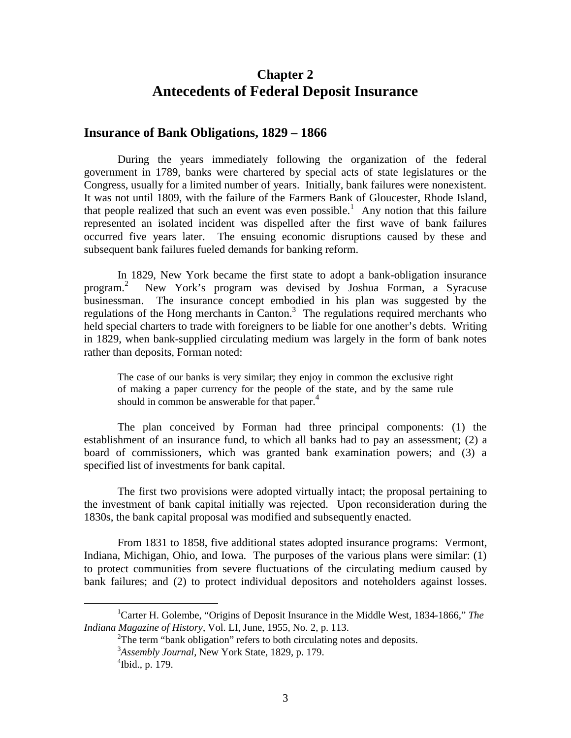# Chapter 2
# Antecedents of Federal Deposit Insurance

## Insurance of Bank Obligations, 1829 – 1866

During the years immediately following the organization of the federal government in 1789, banks were chartered by special acts of state legislatures or the Congress, usually for a limited number of years. Initially, bank failures were nonexistent. It was not until 1809, with the failure of the Farmers Bank of Gloucester, Rhode Island, that people realized that such an event was even possible.[1] Any notion that this failure represented an isolated incident was dispelled after the first wave of bank failures occurred five years later. The ensuing economic disruptions caused by these and subsequent bank failures fueled demands for banking reform.

In 1829, New York became the first state to adopt a bank-obligation insurance program.[2] New York's program was devised by Joshua Forman, a Syracuse businessman. The insurance concept embodied in his plan was suggested by the regulations of the Hong merchants in Canton.[3] The regulations required merchants who held special charters to trade with foreigners to be liable for one another's debts. Writing in 1829, when bank-supplied circulating medium was largely in the form of bank notes rather than deposits, Forman noted:

> The case of our banks is very similar; they enjoy in common the exclusive right of making a paper currency for the people of the state, and by the same rule should in common be answerable for that paper.[4]

The plan conceived by Forman had three principal components: (1) the establishment of an insurance fund, to which all banks had to pay an assessment; (2) a board of commissioners, which was granted bank examination powers; and (3) a specified list of investments for bank capital.

The first two provisions were adopted virtually intact; the proposal pertaining to the investment of bank capital initially was rejected. Upon reconsideration during the 1830s, the bank capital proposal was modified and subsequently enacted.

From 1831 to 1858, five additional states adopted insurance programs: Vermont, Indiana, Michigan, Ohio, and Iowa. The purposes of the various plans were similar: (1) to protect communities from severe fluctuations of the circulating medium caused by bank failures; and (2) to protect individual depositors and noteholders against losses.

---

[1] Carter H. Golembe, "Origins of Deposit Insurance in the Middle West, 1834-1866," *The Indiana Magazine of History*, Vol. LI, June, 1955, No. 2, p. 113.

[2] The term "bank obligation" refers to both circulating notes and deposits.

[3] *Assembly Journal*, New York State, 1829, p. 179.

[4] Ibid., p. 179.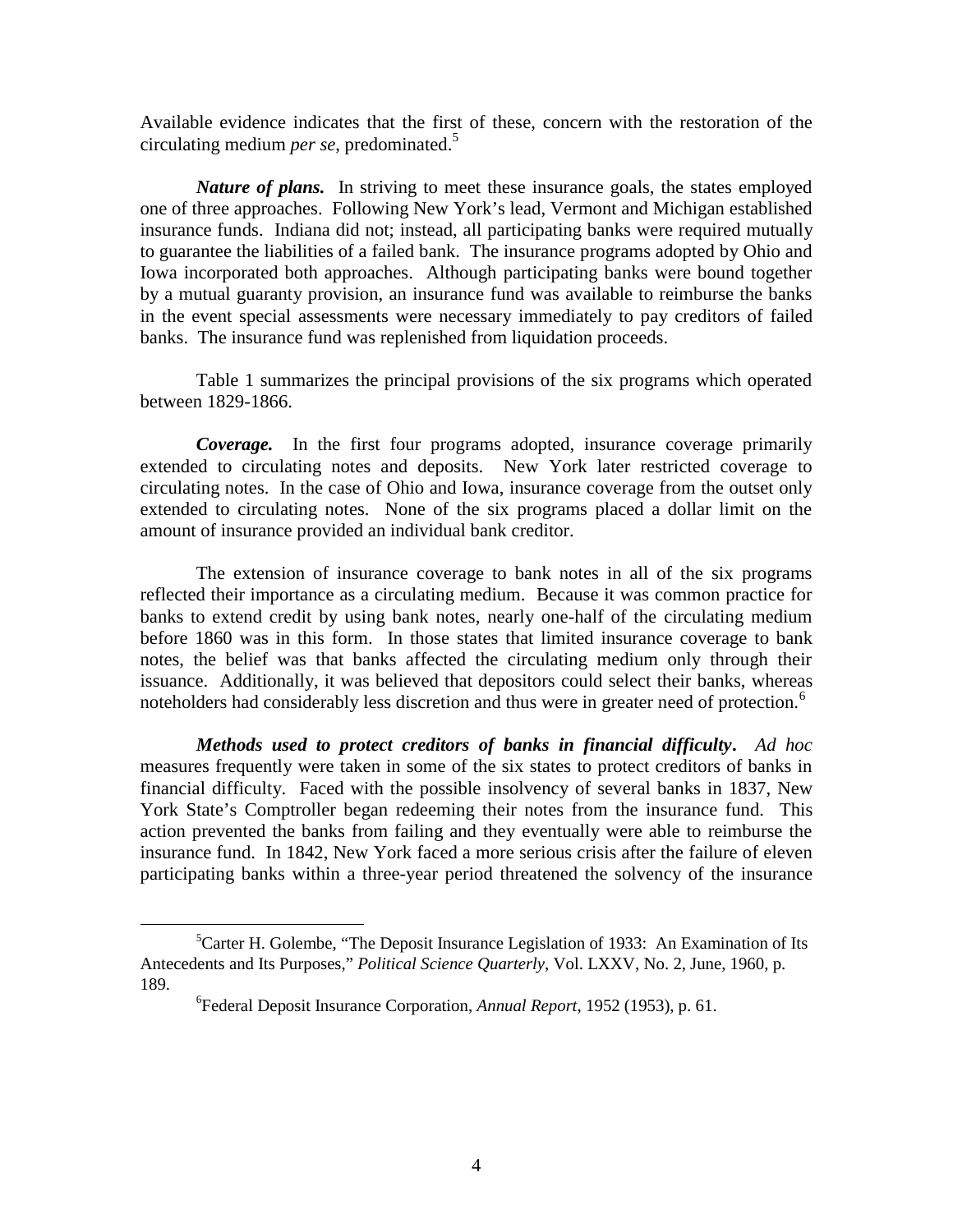Available evidence indicates that the first of these, concern with the restoration of the circulating medium *per se*, predominated.[5]

***Nature of plans.*** In striving to meet these insurance goals, the states employed one of three approaches. Following New York's lead, Vermont and Michigan established insurance funds. Indiana did not; instead, all participating banks were required mutually to guarantee the liabilities of a failed bank. The insurance programs adopted by Ohio and Iowa incorporated both approaches. Although participating banks were bound together by a mutual guaranty provision, an insurance fund was available to reimburse the banks in the event special assessments were necessary immediately to pay creditors of failed banks. The insurance fund was replenished from liquidation proceeds.

Table 1 summarizes the principal provisions of the six programs which operated between 1829-1866.

***Coverage.*** In the first four programs adopted, insurance coverage primarily extended to circulating notes and deposits. New York later restricted coverage to circulating notes. In the case of Ohio and Iowa, insurance coverage from the outset only extended to circulating notes. None of the six programs placed a dollar limit on the amount of insurance provided an individual bank creditor.

The extension of insurance coverage to bank notes in all of the six programs reflected their importance as a circulating medium. Because it was common practice for banks to extend credit by using bank notes, nearly one-half of the circulating medium before 1860 was in this form. In those states that limited insurance coverage to bank notes, the belief was that banks affected the circulating medium only through their issuance. Additionally, it was believed that depositors could select their banks, whereas noteholders had considerably less discretion and thus were in greater need of protection.[6]

***Methods used to protect creditors of banks in financial difficulty.*** *Ad hoc* measures frequently were taken in some of the six states to protect creditors of banks in financial difficulty. Faced with the possible insolvency of several banks in 1837, New York State's Comptroller began redeeming their notes from the insurance fund. This action prevented the banks from failing and they eventually were able to reimburse the insurance fund. In 1842, New York faced a more serious crisis after the failure of eleven participating banks within a three-year period threatened the solvency of the insurance

---

[5] Carter H. Golembe, "The Deposit Insurance Legislation of 1933: An Examination of Its Antecedents and Its Purposes," *Political Science Quarterly*, Vol. LXXV, No. 2, June, 1960, p. 189.

[6] Federal Deposit Insurance Corporation, *Annual Report*, 1952 (1953), p. 61.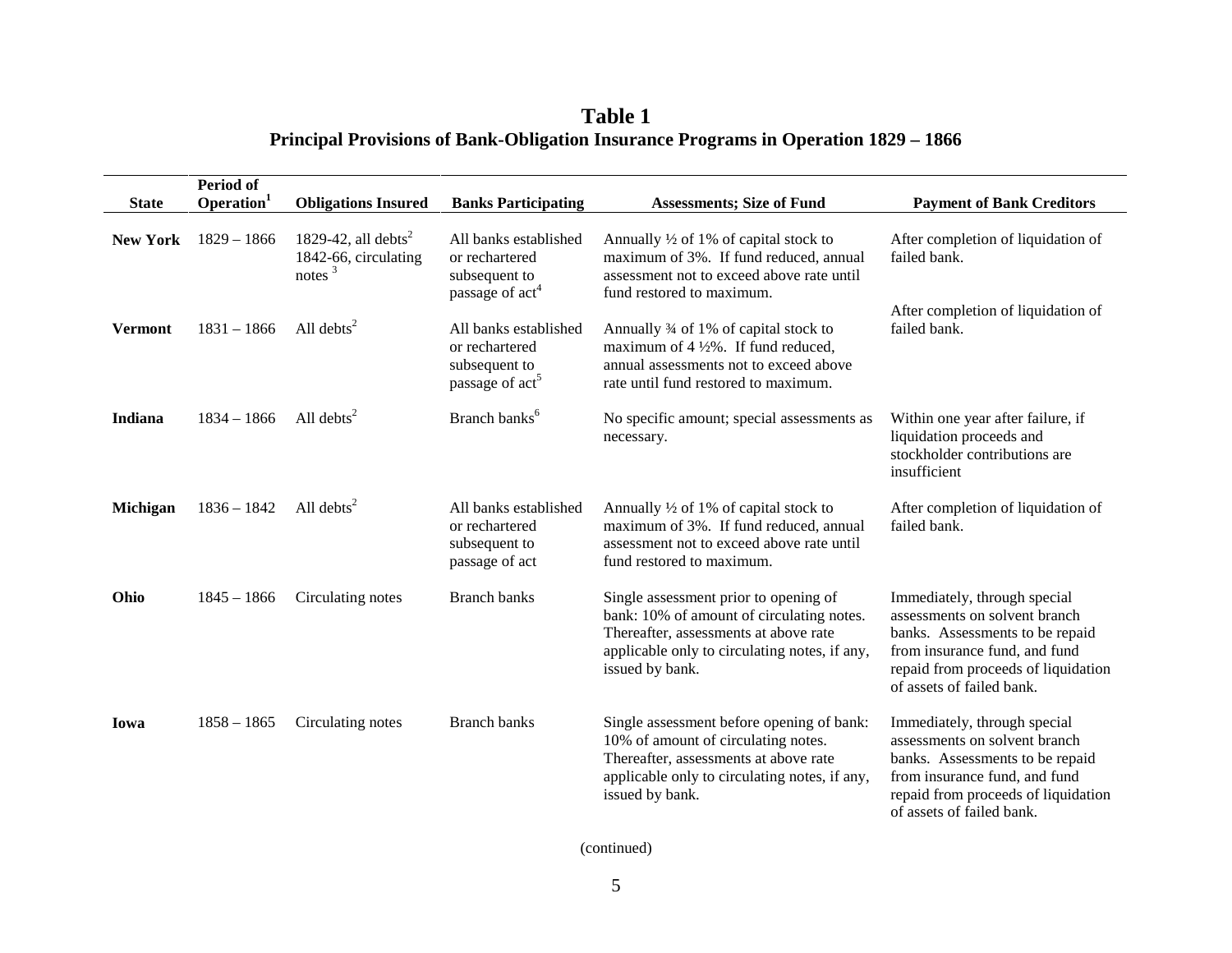# Table 1

## Principal Provisions of Bank-Obligation Insurance Programs in Operation 1829 – 1866

| State | Period of Operation[1] | Obligations Insured | Banks Participating | Assessments; Size of Fund | Payment of Bank Creditors |
|---|---|---|---|---|---|
| **New York** | 1829 – 1866 | 1829-42, all debts[2] 1842-66, circulating notes [3] | All banks established or rechartered subsequent to passage of act[4] | Annually ½ of 1% of capital stock to maximum of 3%. If fund reduced, annual assessment not to exceed above rate until fund restored to maximum. | After completion of liquidation of failed bank. |
| **Vermont** | 1831 – 1866 | All debts[2] | All banks established or rechartered subsequent to passage of act[5] | Annually ¾ of 1% of capital stock to maximum of 4 ½%. If fund reduced, annual assessments not to exceed above rate until fund restored to maximum. | After completion of liquidation of failed bank. |
| **Indiana** | 1834 – 1866 | All debts[2] | Branch banks[6] | No specific amount; special assessments as necessary. | Within one year after failure, if liquidation proceeds and stockholder contributions are insufficient |
| **Michigan** | 1836 – 1842 | All debts[2] | All banks established or rechartered subsequent to passage of act | Annually ½ of 1% of capital stock to maximum of 3%. If fund reduced, annual assessment not to exceed above rate until fund restored to maximum. | After completion of liquidation of failed bank. |
| **Ohio** | 1845 – 1866 | Circulating notes | Branch banks | Single assessment prior to opening of bank: 10% of amount of circulating notes. Thereafter, assessments at above rate applicable only to circulating notes, if any, issued by bank. | Immediately, through special assessments on solvent branch banks. Assessments to be repaid from insurance fund, and fund repaid from proceeds of liquidation of assets of failed bank. |
| **Iowa** | 1858 – 1865 | Circulating notes | Branch banks | Single assessment before opening of bank: 10% of amount of circulating notes. Thereafter, assessments at above rate applicable only to circulating notes, if any, issued by bank. | Immediately, through special assessments on solvent branch banks. Assessments to be repaid from insurance fund, and fund repaid from proceeds of liquidation of assets of failed bank. |

(continued)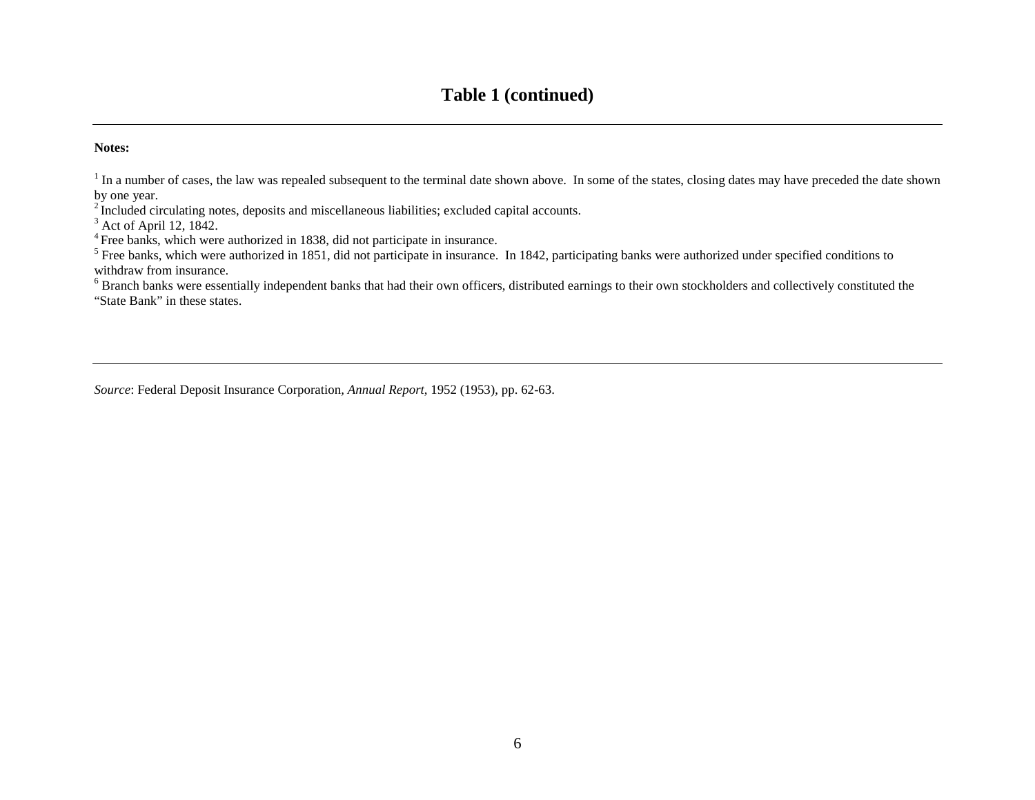## Table 1 (continued)

**Notes:**

[1] In a number of cases, the law was repealed subsequent to the terminal date shown above. In some of the states, closing dates may have preceded the date shown by one year.
[2] Included circulating notes, deposits and miscellaneous liabilities; excluded capital accounts.
[3] Act of April 12, 1842.
[4] Free banks, which were authorized in 1838, did not participate in insurance.
[5] Free banks, which were authorized in 1851, did not participate in insurance. In 1842, participating banks were authorized under specified conditions to withdraw from insurance.
[6] Branch banks were essentially independent banks that had their own officers, distributed earnings to their own stockholders and collectively constituted the "State Bank" in these states.

*Source*: Federal Deposit Insurance Corporation, *Annual Report*, 1952 (1953), pp. 62-63.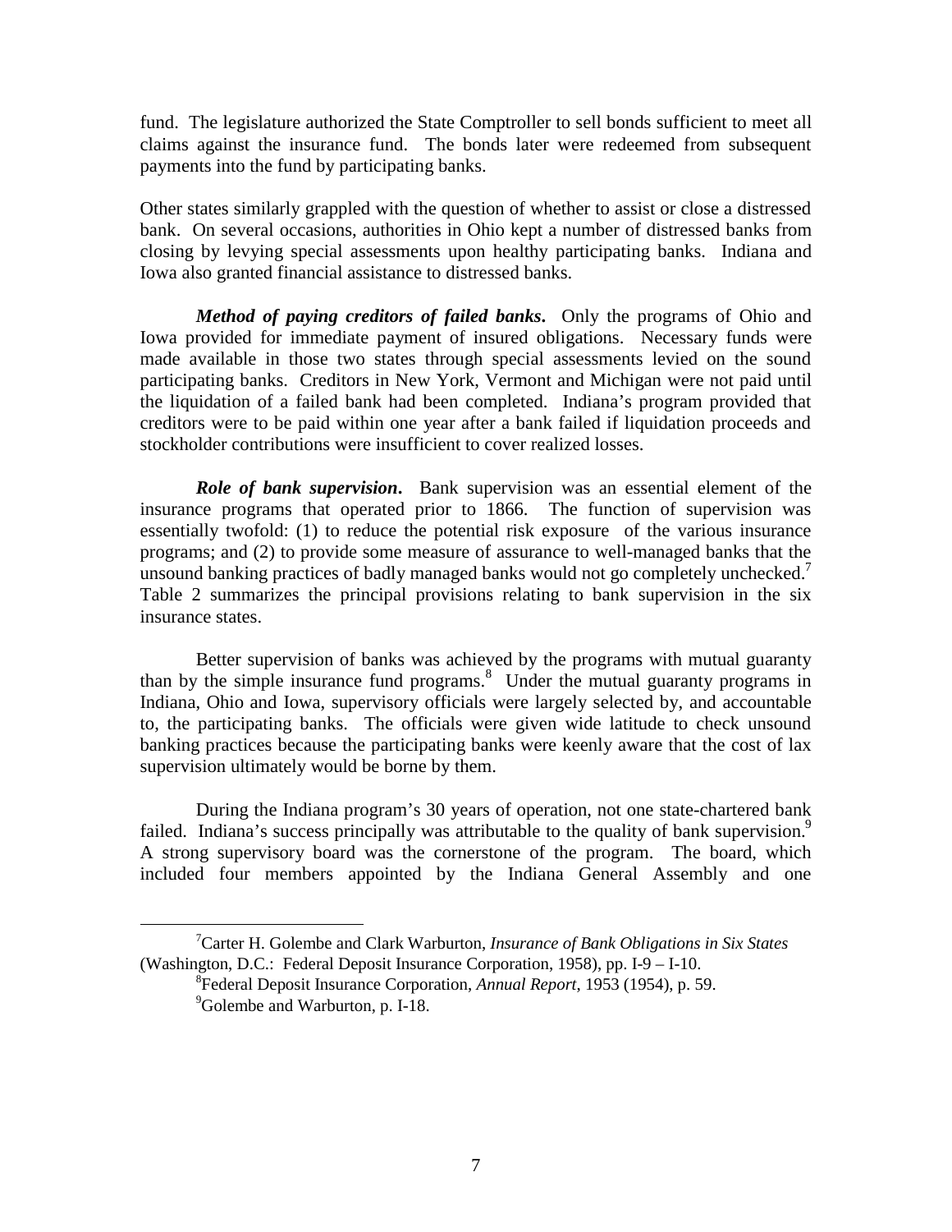fund. The legislature authorized the State Comptroller to sell bonds sufficient to meet all claims against the insurance fund. The bonds later were redeemed from subsequent payments into the fund by participating banks.

Other states similarly grappled with the question of whether to assist or close a distressed bank. On several occasions, authorities in Ohio kept a number of distressed banks from closing by levying special assessments upon healthy participating banks. Indiana and Iowa also granted financial assistance to distressed banks.

***Method of paying creditors of failed banks.*** Only the programs of Ohio and Iowa provided for immediate payment of insured obligations. Necessary funds were made available in those two states through special assessments levied on the sound participating banks. Creditors in New York, Vermont and Michigan were not paid until the liquidation of a failed bank had been completed. Indiana's program provided that creditors were to be paid within one year after a bank failed if liquidation proceeds and stockholder contributions were insufficient to cover realized losses.

***Role of bank supervision.*** Bank supervision was an essential element of the insurance programs that operated prior to 1866. The function of supervision was essentially twofold: (1) to reduce the potential risk exposure of the various insurance programs; and (2) to provide some measure of assurance to well-managed banks that the unsound banking practices of badly managed banks would not go completely unchecked.[7] Table 2 summarizes the principal provisions relating to bank supervision in the six insurance states.

Better supervision of banks was achieved by the programs with mutual guaranty than by the simple insurance fund programs.[8] Under the mutual guaranty programs in Indiana, Ohio and Iowa, supervisory officials were largely selected by, and accountable to, the participating banks. The officials were given wide latitude to check unsound banking practices because the participating banks were keenly aware that the cost of lax supervision ultimately would be borne by them.

During the Indiana program's 30 years of operation, not one state-chartered bank failed. Indiana's success principally was attributable to the quality of bank supervision.[9] A strong supervisory board was the cornerstone of the program. The board, which included four members appointed by the Indiana General Assembly and one

---

[7] Carter H. Golembe and Clark Warburton, *Insurance of Bank Obligations in Six States* (Washington, D.C.: Federal Deposit Insurance Corporation, 1958), pp. I-9 – I-10.

[8] Federal Deposit Insurance Corporation, *Annual Report*, 1953 (1954), p. 59.

[9] Golembe and Warburton, p. I-18.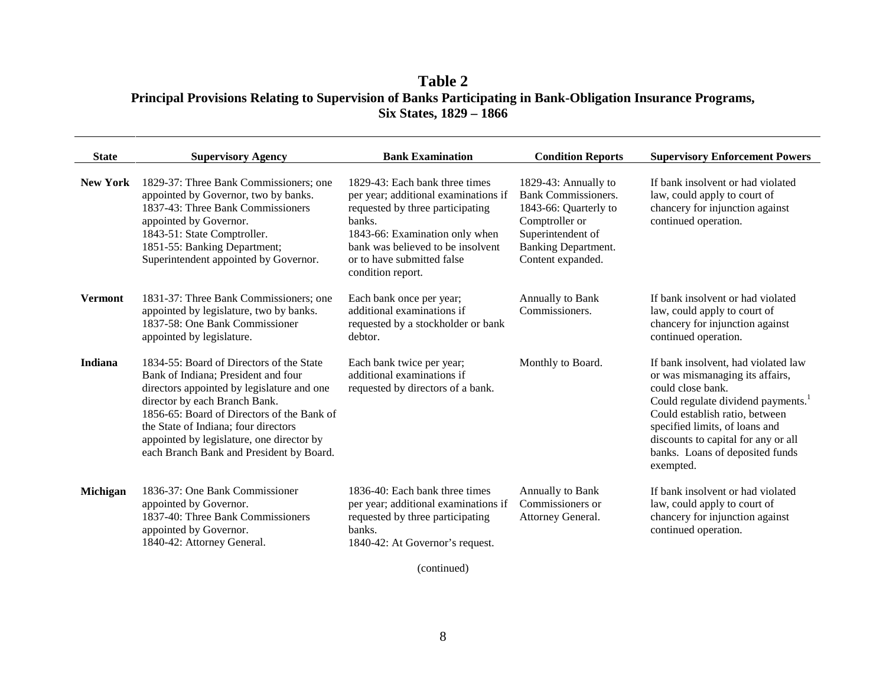**Table 2**
**Principal Provisions Relating to Supervision of Banks Participating in Bank-Obligation Insurance Programs, Six States, 1829 – 1866**

| State | Supervisory Agency | Bank Examination | Condition Reports | Supervisory Enforcement Powers |
|---|---|---|---|---|
| **New York** | 1829-37: Three Bank Commissioners; one appointed by Governor, two by banks.<br>1837-43: Three Bank Commissioners appointed by Governor.<br>1843-51: State Comptroller.<br>1851-55: Banking Department; Superintendent appointed by Governor. | 1829-43: Each bank three times per year; additional examinations if requested by three participating banks.<br>1843-66: Examination only when bank was believed to be insolvent or to have submitted false condition report. | 1829-43: Annually to Bank Commissioners.<br>1843-66: Quarterly to Comptroller or Superintendent of Banking Department. Content expanded. | If bank insolvent or had violated law, could apply to court of chancery for injunction against continued operation. |
| **Vermont** | 1831-37: Three Bank Commissioners; one appointed by legislature, two by banks.<br>1837-58: One Bank Commissioner appointed by legislature. | Each bank once per year; additional examinations if requested by a stockholder or bank debtor. | Annually to Bank Commissioners. | If bank insolvent or had violated law, could apply to court of chancery for injunction against continued operation. |
| **Indiana** | 1834-55: Board of Directors of the State Bank of Indiana; President and four directors appointed by legislature and one director by each Branch Bank.<br>1856-65: Board of Directors of the Bank of the State of Indiana; four directors appointed by legislature, one director by each Branch Bank and President by Board. | Each bank twice per year; additional examinations if requested by directors of a bank. | Monthly to Board. | If bank insolvent, had violated law or was mismanaging its affairs, could close bank.<br>Could regulate dividend payments.[1]<br>Could establish ratio, between specified limits, of loans and discounts to capital for any or all banks. Loans of deposited funds exempted. |
| **Michigan** | 1836-37: One Bank Commissioner appointed by Governor.<br>1837-40: Three Bank Commissioners appointed by Governor.<br>1840-42: Attorney General. | 1836-40: Each bank three times per year; additional examinations if requested by three participating banks.<br>1840-42: At Governor's request. | Annually to Bank Commissioners or Attorney General. | If bank insolvent or had violated law, could apply to court of chancery for injunction against continued operation. |

(continued)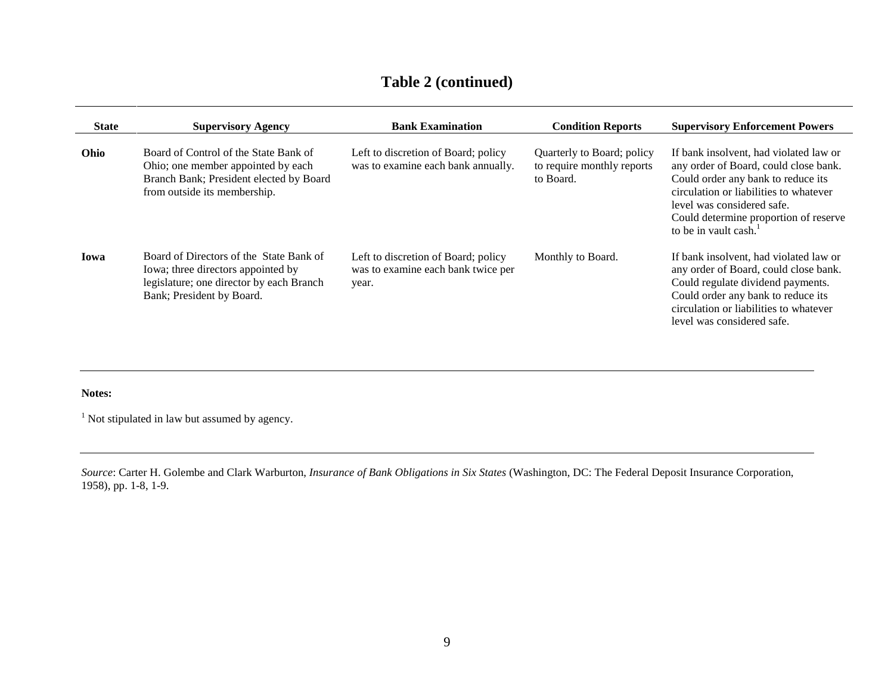## Table 2 (continued)

| State | Supervisory Agency | Bank Examination | Condition Reports | Supervisory Enforcement Powers |
|---|---|---|---|---|
| **Ohio** | Board of Control of the State Bank of Ohio; one member appointed by each Branch Bank; President elected by Board from outside its membership. | Left to discretion of Board; policy was to examine each bank annually. | Quarterly to Board; policy to require monthly reports to Board. | If bank insolvent, had violated law or any order of Board, could close bank. Could order any bank to reduce its circulation or liabilities to whatever level was considered safe. Could determine proportion of reserve to be in vault cash.[1] |
| **Iowa** | Board of Directors of the State Bank of Iowa; three directors appointed by legislature; one director by each Branch Bank; President by Board. | Left to discretion of Board; policy was to examine each bank twice per year. | Monthly to Board. | If bank insolvent, had violated law or any order of Board, could close bank. Could regulate dividend payments. Could order any bank to reduce its circulation or liabilities to whatever level was considered safe. |

**Notes:**

[1] Not stipulated in law but assumed by agency.

*Source*: Carter H. Golembe and Clark Warburton, *Insurance of Bank Obligations in Six States* (Washington, DC: The Federal Deposit Insurance Corporation, 1958), pp. 1-8, 1-9.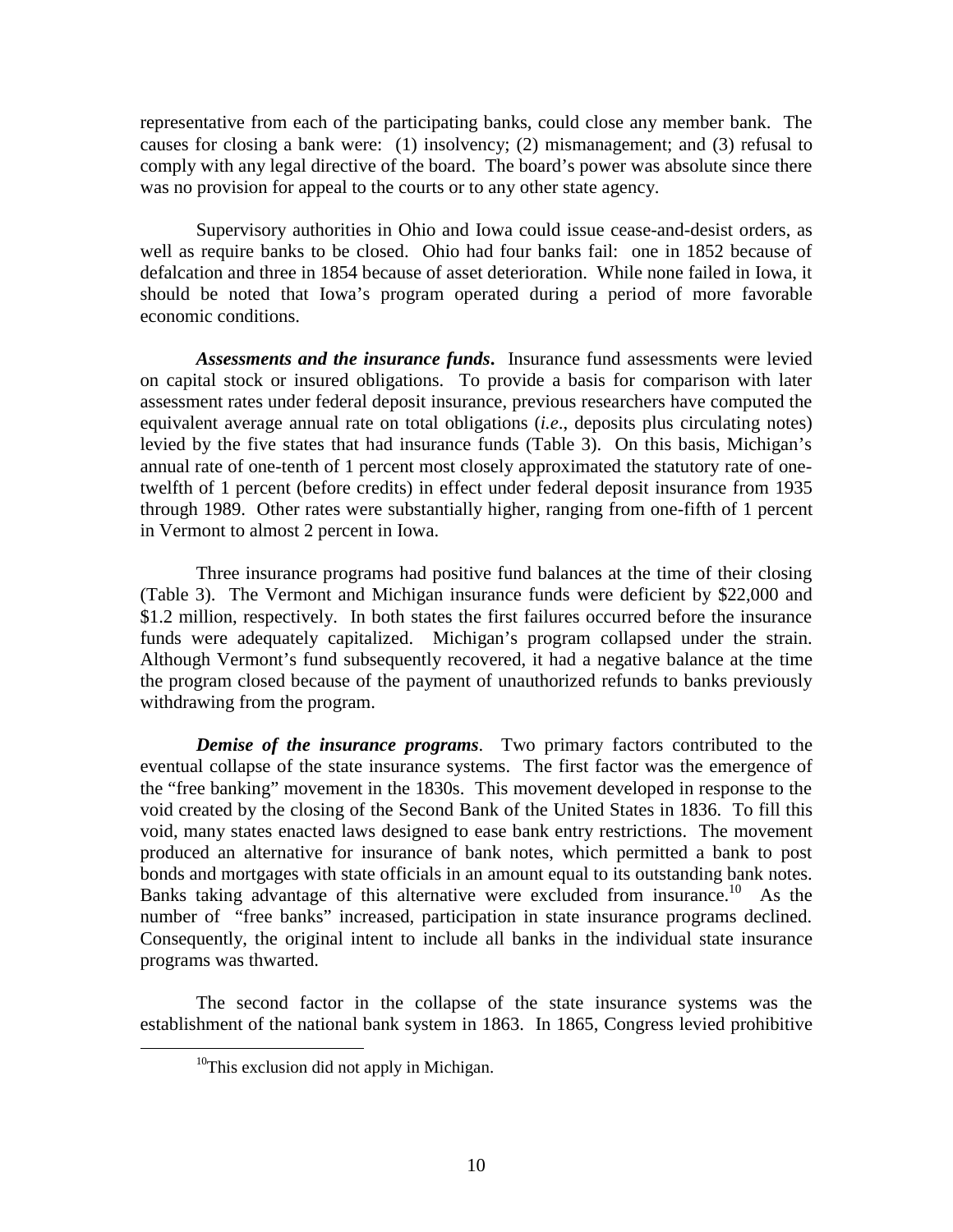representative from each of the participating banks, could close any member bank. The causes for closing a bank were: (1) insolvency; (2) mismanagement; and (3) refusal to comply with any legal directive of the board. The board's power was absolute since there was no provision for appeal to the courts or to any other state agency.

Supervisory authorities in Ohio and Iowa could issue cease-and-desist orders, as well as require banks to be closed. Ohio had four banks fail: one in 1852 because of defalcation and three in 1854 because of asset deterioration. While none failed in Iowa, it should be noted that Iowa's program operated during a period of more favorable economic conditions.

***Assessments and the insurance funds*.** Insurance fund assessments were levied on capital stock or insured obligations. To provide a basis for comparison with later assessment rates under federal deposit insurance, previous researchers have computed the equivalent average annual rate on total obligations (*i.e*., deposits plus circulating notes) levied by the five states that had insurance funds (Table 3). On this basis, Michigan's annual rate of one-tenth of 1 percent most closely approximated the statutory rate of one-twelfth of 1 percent (before credits) in effect under federal deposit insurance from 1935 through 1989. Other rates were substantially higher, ranging from one-fifth of 1 percent in Vermont to almost 2 percent in Iowa.

Three insurance programs had positive fund balances at the time of their closing (Table 3). The Vermont and Michigan insurance funds were deficient by $22,000 and $1.2 million, respectively. In both states the first failures occurred before the insurance funds were adequately capitalized. Michigan's program collapsed under the strain. Although Vermont's fund subsequently recovered, it had a negative balance at the time the program closed because of the payment of unauthorized refunds to banks previously withdrawing from the program.

***Demise of the insurance programs***. Two primary factors contributed to the eventual collapse of the state insurance systems. The first factor was the emergence of the "free banking" movement in the 1830s. This movement developed in response to the void created by the closing of the Second Bank of the United States in 1836. To fill this void, many states enacted laws designed to ease bank entry restrictions. The movement produced an alternative for insurance of bank notes, which permitted a bank to post bonds and mortgages with state officials in an amount equal to its outstanding bank notes. Banks taking advantage of this alternative were excluded from insurance.[10] As the number of "free banks" increased, participation in state insurance programs declined. Consequently, the original intent to include all banks in the individual state insurance programs was thwarted.

The second factor in the collapse of the state insurance systems was the establishment of the national bank system in 1863. In 1865, Congress levied prohibitive

[10] This exclusion did not apply in Michigan.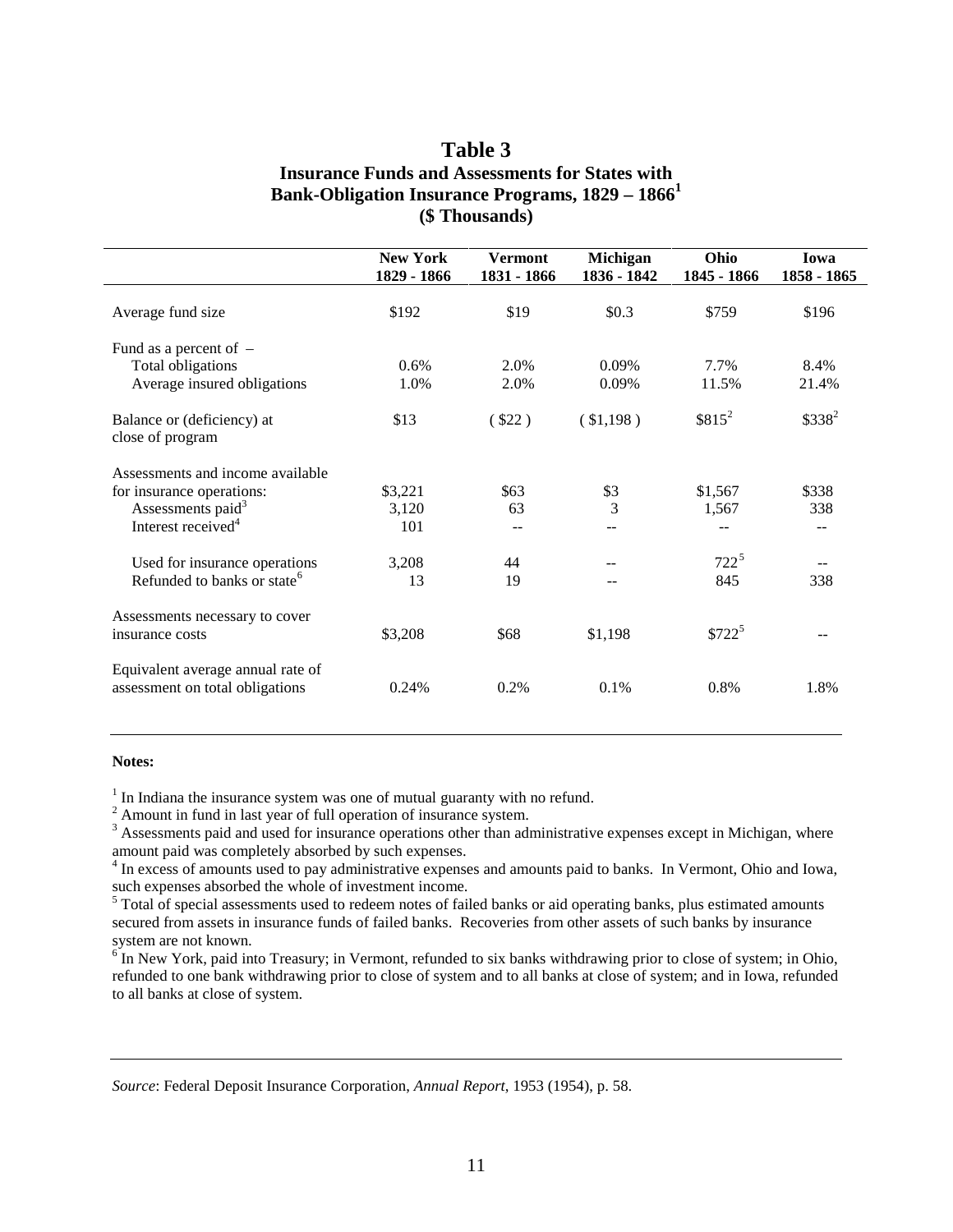# Table 3

## Insurance Funds and Assessments for States with Bank-Obligation Insurance Programs, 1829 – 1866[1]

### ($ Thousands)

| | New York 1829 - 1866 | Vermont 1831 - 1866 | Michigan 1836 - 1842 | Ohio 1845 - 1866 | Iowa 1858 - 1865 |
|---|---|---|---|---|---|
| Average fund size | $192 | $19 | $0.3 | $759 | $196 |
| Fund as a percent of – | | | | | |
| Total obligations | 0.6% | 2.0% | 0.09% | 7.7% | 8.4% |
| Average insured obligations | 1.0% | 2.0% | 0.09% | 11.5% | 21.4% |
| Balance or (deficiency) at close of program | $13 | ( $22 ) | ( $1,198 ) | $815[2] | $338[2] |
| Assessments and income available for insurance operations: | $3,221 | $63 | $3 | $1,567 | $338 |
| Assessments paid[3] | 3,120 | 63 | 3 | 1,567 | 338 |
| Interest received[4] | 101 | -- | -- | -- | -- |
| Used for insurance operations | 3,208 | 44 | -- | 722[5] | -- |
| Refunded to banks or state[6] | 13 | 19 | -- | 845 | 338 |
| Assessments necessary to cover insurance costs | $3,208 | $68 | $1,198 | $722[5] | -- |
| Equivalent average annual rate of assessment on total obligations | 0.24% | 0.2% | 0.1% | 0.8% | 1.8% |

**Notes:**

[1] In Indiana the insurance system was one of mutual guaranty with no refund.
[2] Amount in fund in last year of full operation of insurance system.
[3] Assessments paid and used for insurance operations other than administrative expenses except in Michigan, where amount paid was completely absorbed by such expenses.
[4] In excess of amounts used to pay administrative expenses and amounts paid to banks. In Vermont, Ohio and Iowa, such expenses absorbed the whole of investment income.
[5] Total of special assessments used to redeem notes of failed banks or aid operating banks, plus estimated amounts secured from assets in insurance funds of failed banks. Recoveries from other assets of such banks by insurance system are not known.
[6] In New York, paid into Treasury; in Vermont, refunded to six banks withdrawing prior to close of system; in Ohio, refunded to one bank withdrawing prior to close of system and to all banks at close of system; and in Iowa, refunded to all banks at close of system.

*Source*: Federal Deposit Insurance Corporation, *Annual Report*, 1953 (1954), p. 58.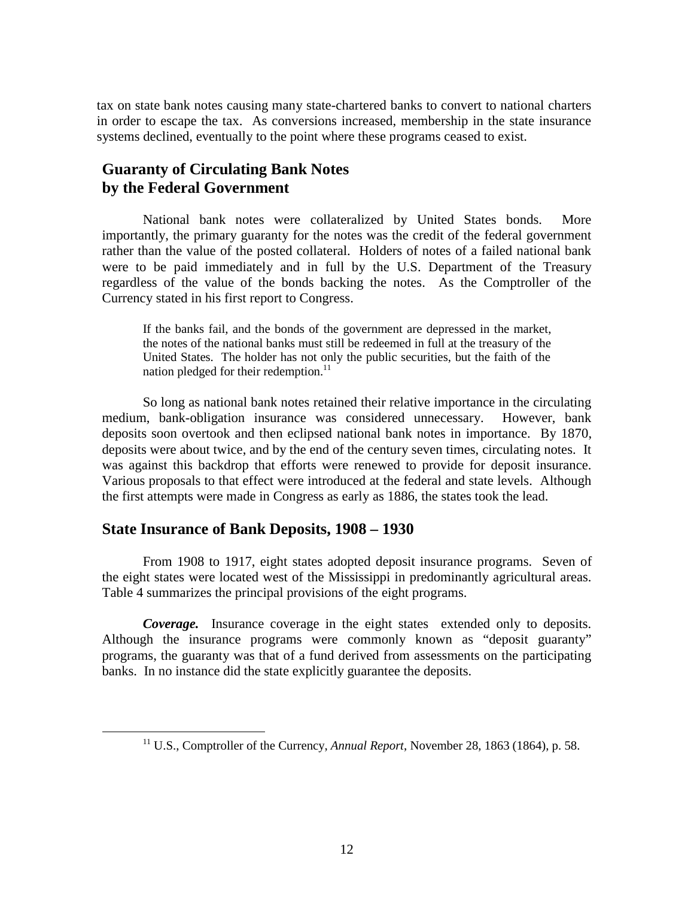tax on state bank notes causing many state-chartered banks to convert to national charters in order to escape the tax. As conversions increased, membership in the state insurance systems declined, eventually to the point where these programs ceased to exist.

## Guaranty of Circulating Bank Notes by the Federal Government

National bank notes were collateralized by United States bonds. More importantly, the primary guaranty for the notes was the credit of the federal government rather than the value of the posted collateral. Holders of notes of a failed national bank were to be paid immediately and in full by the U.S. Department of the Treasury regardless of the value of the bonds backing the notes. As the Comptroller of the Currency stated in his first report to Congress.

> If the banks fail, and the bonds of the government are depressed in the market, the notes of the national banks must still be redeemed in full at the treasury of the United States. The holder has not only the public securities, but the faith of the nation pledged for their redemption.[11]

So long as national bank notes retained their relative importance in the circulating medium, bank-obligation insurance was considered unnecessary. However, bank deposits soon overtook and then eclipsed national bank notes in importance. By 1870, deposits were about twice, and by the end of the century seven times, circulating notes. It was against this backdrop that efforts were renewed to provide for deposit insurance. Various proposals to that effect were introduced at the federal and state levels. Although the first attempts were made in Congress as early as 1886, the states took the lead.

## State Insurance of Bank Deposits, 1908 – 1930

From 1908 to 1917, eight states adopted deposit insurance programs. Seven of the eight states were located west of the Mississippi in predominantly agricultural areas. Table 4 summarizes the principal provisions of the eight programs.

***Coverage.*** Insurance coverage in the eight states extended only to deposits. Although the insurance programs were commonly known as "deposit guaranty" programs, the guaranty was that of a fund derived from assessments on the participating banks. In no instance did the state explicitly guarantee the deposits.

[11] U.S., Comptroller of the Currency, *Annual Report*, November 28, 1863 (1864), p. 58.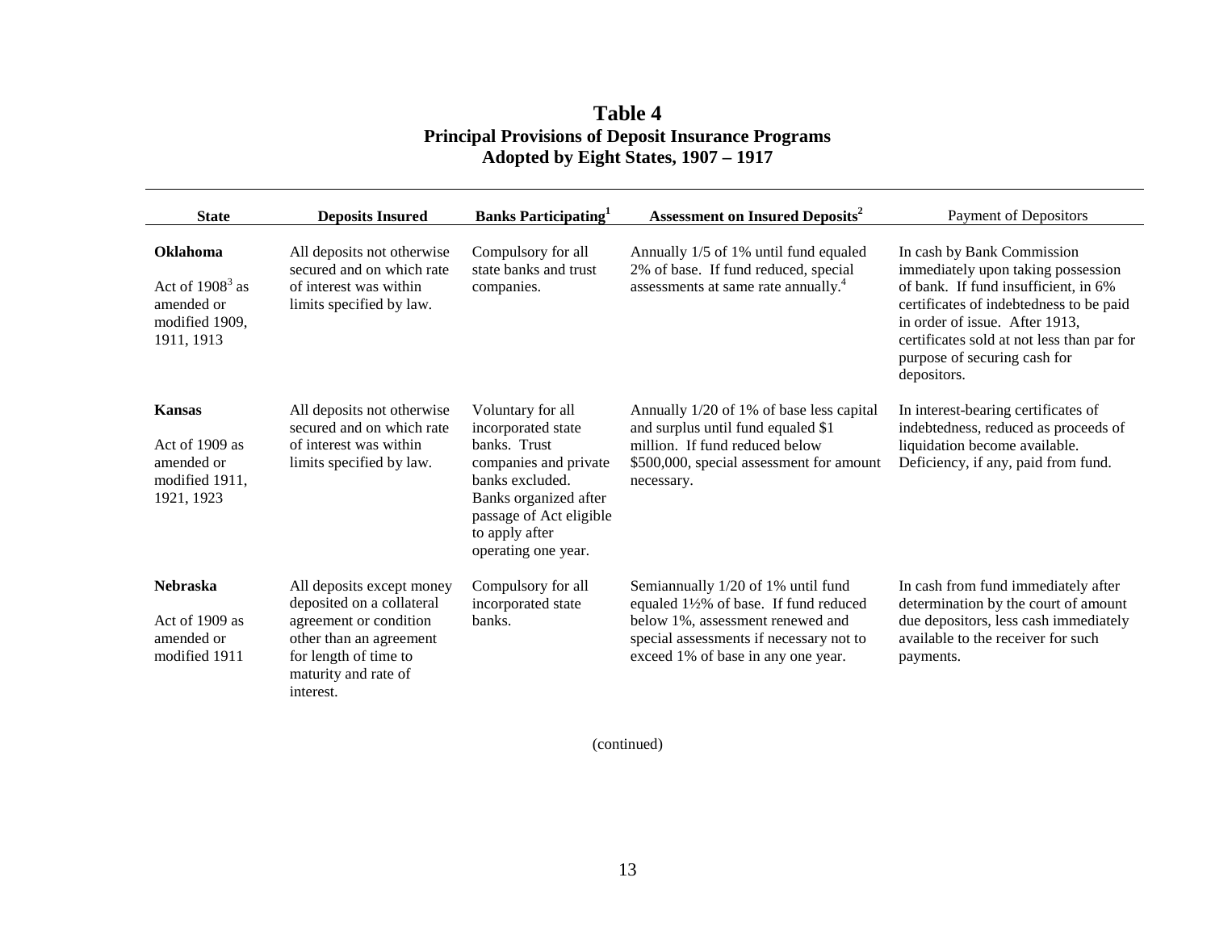# Table 4
## Principal Provisions of Deposit Insurance Programs Adopted by Eight States, 1907 – 1917

| State | Deposits Insured | Banks Participating[1] | Assessment on Insured Deposits[2] | Payment of Depositors |
|---|---|---|---|---|
| **Oklahoma**<br><br>Act of 1908[3] as amended or modified 1909, 1911, 1913 | All deposits not otherwise secured and on which rate of interest was within limits specified by law. | Compulsory for all state banks and trust companies. | Annually 1/5 of 1% until fund equaled 2% of base. If fund reduced, special assessments at same rate annually.[4] | In cash by Bank Commission immediately upon taking possession of bank. If fund insufficient, in 6% certificates of indebtedness to be paid in order of issue. After 1913, certificates sold at not less than par for purpose of securing cash for depositors. |
| **Kansas**<br><br>Act of 1909 as amended or modified 1911, 1921, 1923 | All deposits not otherwise secured and on which rate of interest was within limits specified by law. | Voluntary for all incorporated state banks. Trust companies and private banks excluded. Banks organized after passage of Act eligible to apply after operating one year. | Annually 1/20 of 1% of base less capital and surplus until fund equaled $1 million. If fund reduced below $500,000, special assessment for amount necessary. | In interest-bearing certificates of indebtedness, reduced as proceeds of liquidation become available. Deficiency, if any, paid from fund. |
| **Nebraska**<br><br>Act of 1909 as amended or modified 1911 | All deposits except money deposited on a collateral agreement or condition other than an agreement for length of time to maturity and rate of interest. | Compulsory for all incorporated state banks. | Semiannually 1/20 of 1% until fund equaled 1½% of base. If fund reduced below 1%, assessment renewed and special assessments if necessary not to exceed 1% of base in any one year. | In cash from fund immediately after determination by the court of amount due depositors, less cash immediately available to the receiver for such payments. |

(continued)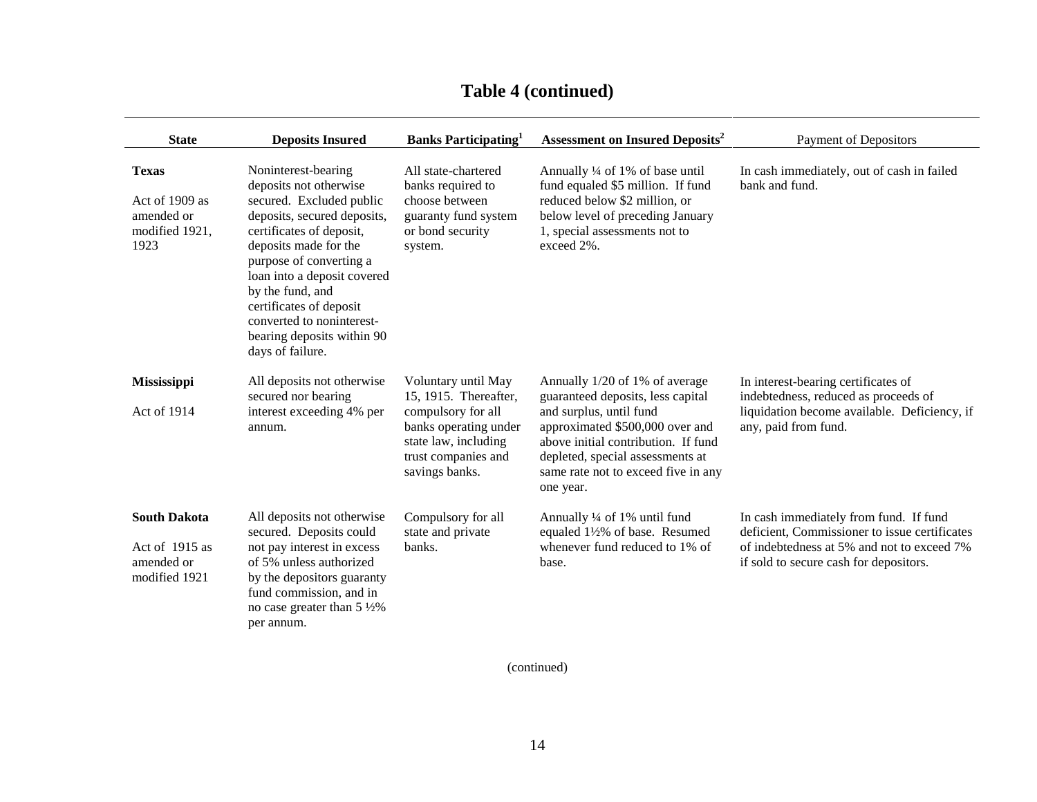## Table 4 (continued)

| State | Deposits Insured | Banks Participating[1] | Assessment on Insured Deposits[2] | Payment of Depositors |
|---|---|---|---|---|
| **Texas**<br><br>Act of 1909 as amended or modified 1921, 1923 | Noninterest-bearing deposits not otherwise secured. Excluded public deposits, secured deposits, certificates of deposit, deposits made for the purpose of converting a loan into a deposit covered by the fund, and certificates of deposit converted to noninterest-bearing deposits within 90 days of failure. | All state-chartered banks required to choose between guaranty fund system or bond security system. | Annually ¼ of 1% of base until fund equaled $5 million. If fund reduced below $2 million, or below level of preceding January 1, special assessments not to exceed 2%. | In cash immediately, out of cash in failed bank and fund. |
| **Mississippi**<br><br>Act of 1914 | All deposits not otherwise secured nor bearing interest exceeding 4% per annum. | Voluntary until May 15, 1915. Thereafter, compulsory for all banks operating under state law, including trust companies and savings banks. | Annually 1/20 of 1% of average guaranteed deposits, less capital and surplus, until fund approximated $500,000 over and above initial contribution. If fund depleted, special assessments at same rate not to exceed five in any one year. | In interest-bearing certificates of indebtedness, reduced as proceeds of liquidation become available. Deficiency, if any, paid from fund. |
| **South Dakota**<br><br>Act of 1915 as amended or modified 1921 | All deposits not otherwise secured. Deposits could not pay interest in excess of 5% unless authorized by the depositors guaranty fund commission, and in no case greater than 5 ½% per annum. | Compulsory for all state and private banks. | Annually ¼ of 1% until fund equaled 1½% of base. Resumed whenever fund reduced to 1% of base. | In cash immediately from fund. If fund deficient, Commissioner to issue certificates of indebtedness at 5% and not to exceed 7% if sold to secure cash for depositors. |

(continued)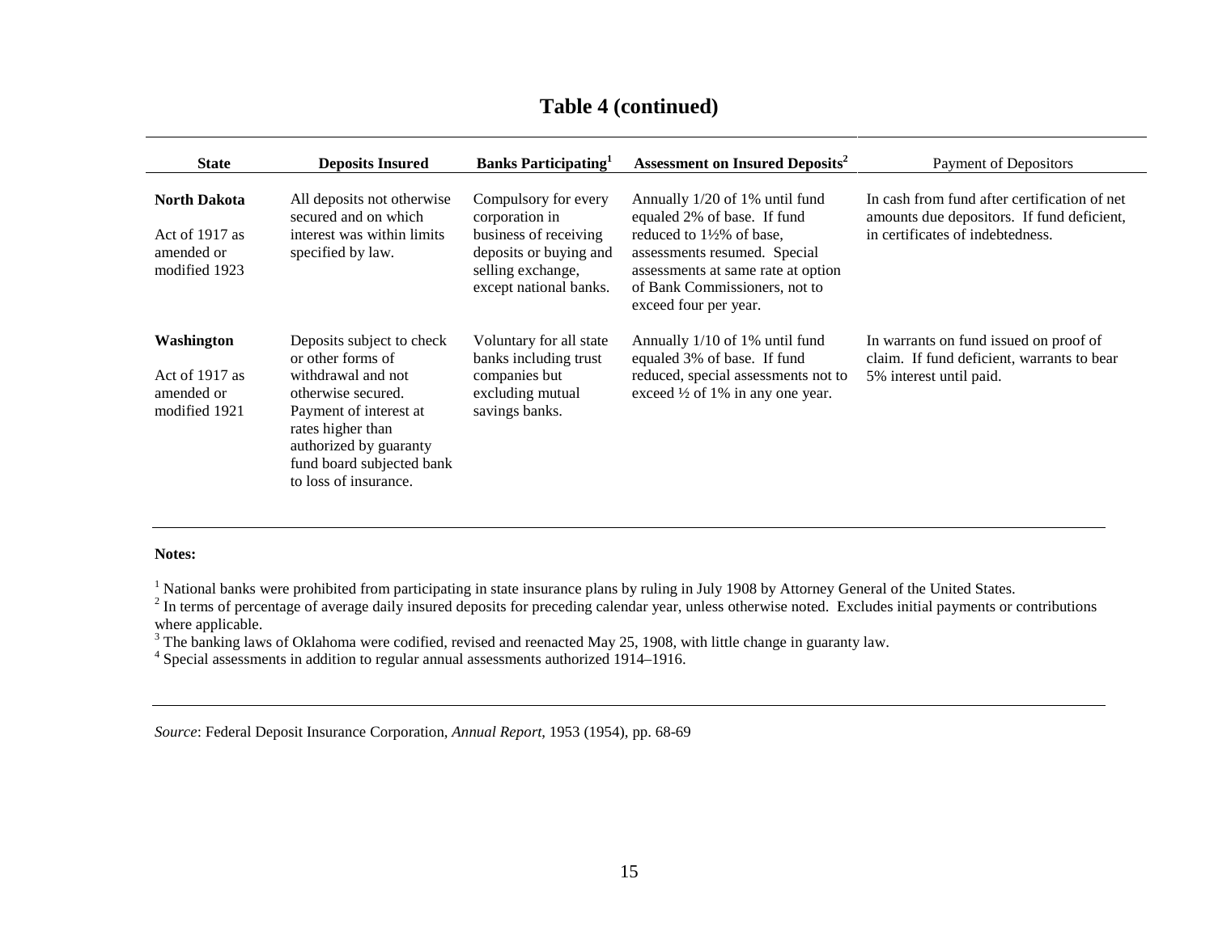## Table 4 (continued)

| State | Deposits Insured | Banks Participating[1] | Assessment on Insured Deposits[2] | Payment of Depositors |
|---|---|---|---|---|
| **North Dakota**<br><br>Act of 1917 as amended or modified 1923 | All deposits not otherwise secured and on which interest was within limits specified by law. | Compulsory for every corporation in business of receiving deposits or buying and selling exchange, except national banks. | Annually 1/20 of 1% until fund equaled 2% of base. If fund reduced to 1½% of base, assessments resumed. Special assessments at same rate at option of Bank Commissioners, not to exceed four per year. | In cash from fund after certification of net amounts due depositors. If fund deficient, in certificates of indebtedness. |
| **Washington**<br><br>Act of 1917 as amended or modified 1921 | Deposits subject to check or other forms of withdrawal and not otherwise secured. Payment of interest at rates higher than authorized by guaranty fund board subjected bank to loss of insurance. | Voluntary for all state banks including trust companies but excluding mutual savings banks. | Annually 1/10 of 1% until fund equaled 3% of base. If fund reduced, special assessments not to exceed ½ of 1% in any one year. | In warrants on fund issued on proof of claim. If fund deficient, warrants to bear 5% interest until paid. |

**Notes:**

[1] National banks were prohibited from participating in state insurance plans by ruling in July 1908 by Attorney General of the United States.
[2] In terms of percentage of average daily insured deposits for preceding calendar year, unless otherwise noted. Excludes initial payments or contributions where applicable.
[3] The banking laws of Oklahoma were codified, revised and reenacted May 25, 1908, with little change in guaranty law.
[4] Special assessments in addition to regular annual assessments authorized 1914–1916.

*Source*: Federal Deposit Insurance Corporation, *Annual Report*, 1953 (1954), pp. 68-69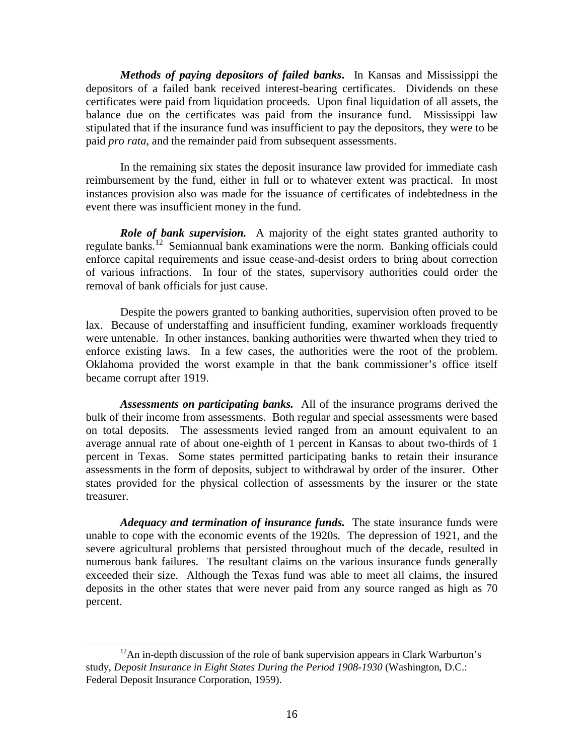***Methods of paying depositors of failed banks***. In Kansas and Mississippi the depositors of a failed bank received interest-bearing certificates. Dividends on these certificates were paid from liquidation proceeds. Upon final liquidation of all assets, the balance due on the certificates was paid from the insurance fund. Mississippi law stipulated that if the insurance fund was insufficient to pay the depositors, they were to be paid *pro rata*, and the remainder paid from subsequent assessments.

In the remaining six states the deposit insurance law provided for immediate cash reimbursement by the fund, either in full or to whatever extent was practical. In most instances provision also was made for the issuance of certificates of indebtedness in the event there was insufficient money in the fund.

***Role of bank supervision.*** A majority of the eight states granted authority to regulate banks.[12] Semiannual bank examinations were the norm. Banking officials could enforce capital requirements and issue cease-and-desist orders to bring about correction of various infractions. In four of the states, supervisory authorities could order the removal of bank officials for just cause.

Despite the powers granted to banking authorities, supervision often proved to be lax. Because of understaffing and insufficient funding, examiner workloads frequently were untenable. In other instances, banking authorities were thwarted when they tried to enforce existing laws. In a few cases, the authorities were the root of the problem. Oklahoma provided the worst example in that the bank commissioner's office itself became corrupt after 1919.

***Assessments on participating banks.*** All of the insurance programs derived the bulk of their income from assessments. Both regular and special assessments were based on total deposits. The assessments levied ranged from an amount equivalent to an average annual rate of about one-eighth of 1 percent in Kansas to about two-thirds of 1 percent in Texas. Some states permitted participating banks to retain their insurance assessments in the form of deposits, subject to withdrawal by order of the insurer. Other states provided for the physical collection of assessments by the insurer or the state treasurer.

***Adequacy and termination of insurance funds.*** The state insurance funds were unable to cope with the economic events of the 1920s. The depression of 1921, and the severe agricultural problems that persisted throughout much of the decade, resulted in numerous bank failures. The resultant claims on the various insurance funds generally exceeded their size. Although the Texas fund was able to meet all claims, the insured deposits in the other states that were never paid from any source ranged as high as 70 percent.

---

[12] An in-depth discussion of the role of bank supervision appears in Clark Warburton's study, *Deposit Insurance in Eight States During the Period 1908-1930* (Washington, D.C.: Federal Deposit Insurance Corporation, 1959).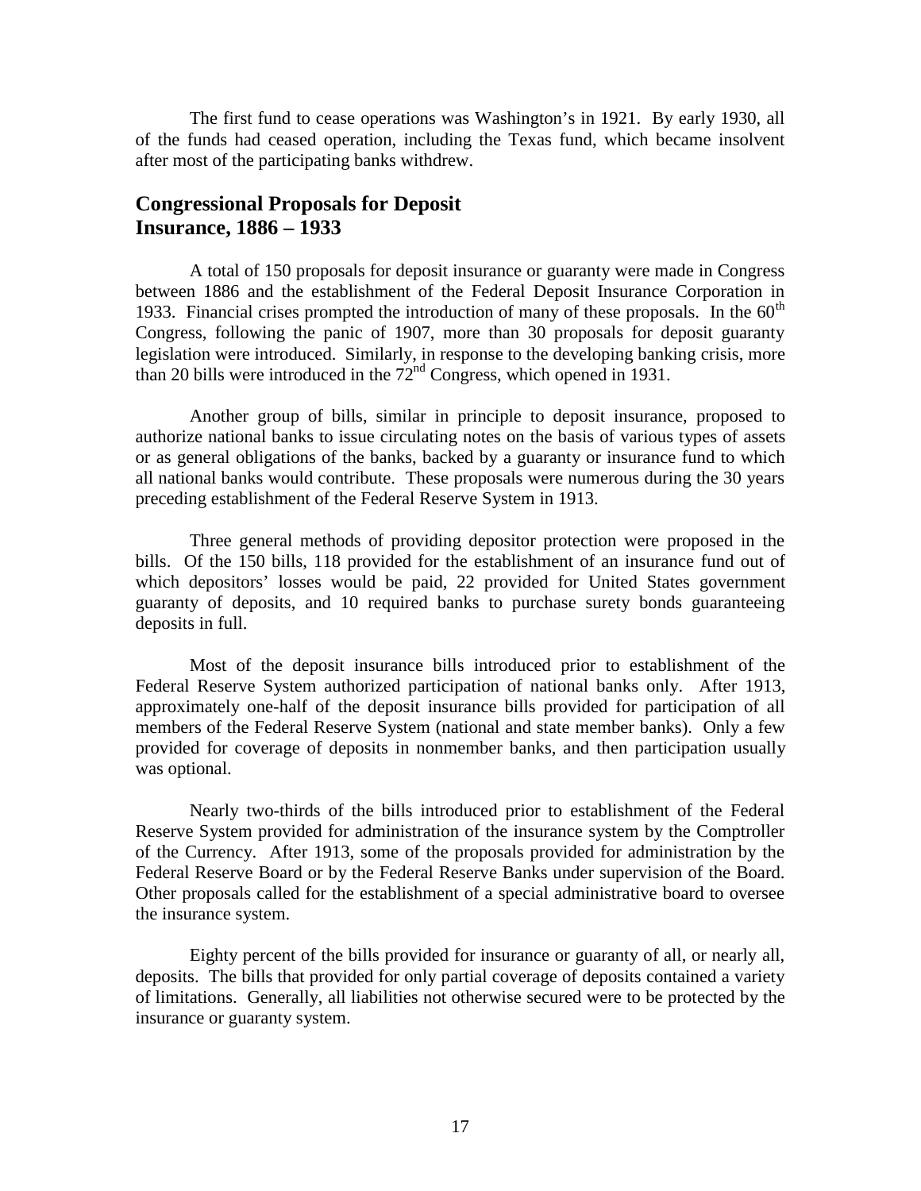The first fund to cease operations was Washington's in 1921. By early 1930, all of the funds had ceased operation, including the Texas fund, which became insolvent after most of the participating banks withdrew.

## Congressional Proposals for Deposit Insurance, 1886 – 1933

A total of 150 proposals for deposit insurance or guaranty were made in Congress between 1886 and the establishment of the Federal Deposit Insurance Corporation in 1933. Financial crises prompted the introduction of many of these proposals. In the 60th Congress, following the panic of 1907, more than 30 proposals for deposit guaranty legislation were introduced. Similarly, in response to the developing banking crisis, more than 20 bills were introduced in the 72nd Congress, which opened in 1931.

Another group of bills, similar in principle to deposit insurance, proposed to authorize national banks to issue circulating notes on the basis of various types of assets or as general obligations of the banks, backed by a guaranty or insurance fund to which all national banks would contribute. These proposals were numerous during the 30 years preceding establishment of the Federal Reserve System in 1913.

Three general methods of providing depositor protection were proposed in the bills. Of the 150 bills, 118 provided for the establishment of an insurance fund out of which depositors' losses would be paid, 22 provided for United States government guaranty of deposits, and 10 required banks to purchase surety bonds guaranteeing deposits in full.

Most of the deposit insurance bills introduced prior to establishment of the Federal Reserve System authorized participation of national banks only. After 1913, approximately one-half of the deposit insurance bills provided for participation of all members of the Federal Reserve System (national and state member banks). Only a few provided for coverage of deposits in nonmember banks, and then participation usually was optional.

Nearly two-thirds of the bills introduced prior to establishment of the Federal Reserve System provided for administration of the insurance system by the Comptroller of the Currency. After 1913, some of the proposals provided for administration by the Federal Reserve Board or by the Federal Reserve Banks under supervision of the Board. Other proposals called for the establishment of a special administrative board to oversee the insurance system.

Eighty percent of the bills provided for insurance or guaranty of all, or nearly all, deposits. The bills that provided for only partial coverage of deposits contained a variety of limitations. Generally, all liabilities not otherwise secured were to be protected by the insurance or guaranty system.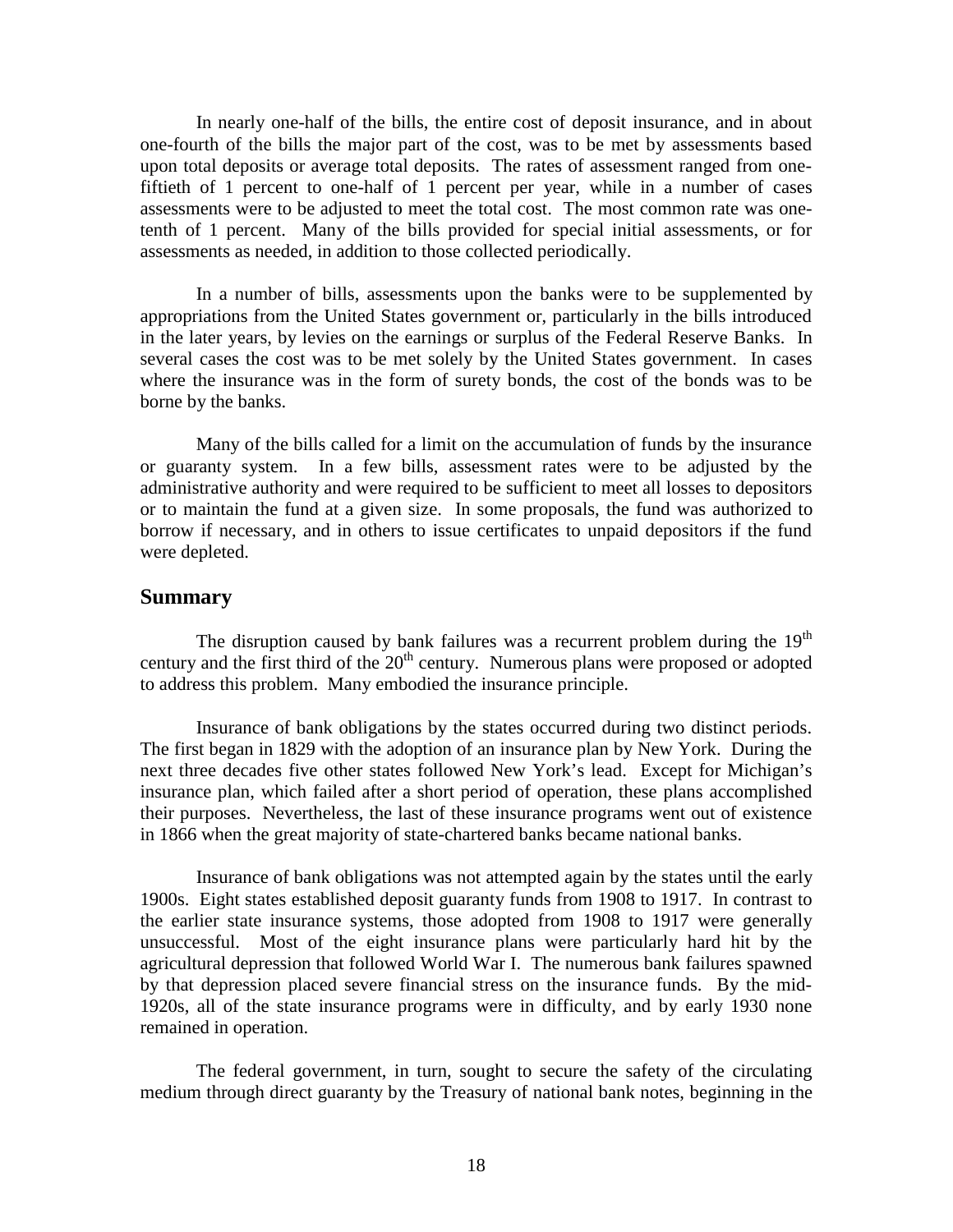In nearly one-half of the bills, the entire cost of deposit insurance, and in about one-fourth of the bills the major part of the cost, was to be met by assessments based upon total deposits or average total deposits. The rates of assessment ranged from one-fiftieth of 1 percent to one-half of 1 percent per year, while in a number of cases assessments were to be adjusted to meet the total cost. The most common rate was one-tenth of 1 percent. Many of the bills provided for special initial assessments, or for assessments as needed, in addition to those collected periodically.

In a number of bills, assessments upon the banks were to be supplemented by appropriations from the United States government or, particularly in the bills introduced in the later years, by levies on the earnings or surplus of the Federal Reserve Banks. In several cases the cost was to be met solely by the United States government. In cases where the insurance was in the form of surety bonds, the cost of the bonds was to be borne by the banks.

Many of the bills called for a limit on the accumulation of funds by the insurance or guaranty system. In a few bills, assessment rates were to be adjusted by the administrative authority and were required to be sufficient to meet all losses to depositors or to maintain the fund at a given size. In some proposals, the fund was authorized to borrow if necessary, and in others to issue certificates to unpaid depositors if the fund were depleted.

## Summary

The disruption caused by bank failures was a recurrent problem during the 19th century and the first third of the 20th century. Numerous plans were proposed or adopted to address this problem. Many embodied the insurance principle.

Insurance of bank obligations by the states occurred during two distinct periods. The first began in 1829 with the adoption of an insurance plan by New York. During the next three decades five other states followed New York's lead. Except for Michigan's insurance plan, which failed after a short period of operation, these plans accomplished their purposes. Nevertheless, the last of these insurance programs went out of existence in 1866 when the great majority of state-chartered banks became national banks.

Insurance of bank obligations was not attempted again by the states until the early 1900s. Eight states established deposit guaranty funds from 1908 to 1917. In contrast to the earlier state insurance systems, those adopted from 1908 to 1917 were generally unsuccessful. Most of the eight insurance plans were particularly hard hit by the agricultural depression that followed World War I. The numerous bank failures spawned by that depression placed severe financial stress on the insurance funds. By the mid-1920s, all of the state insurance programs were in difficulty, and by early 1930 none remained in operation.

The federal government, in turn, sought to secure the safety of the circulating medium through direct guaranty by the Treasury of national bank notes, beginning in the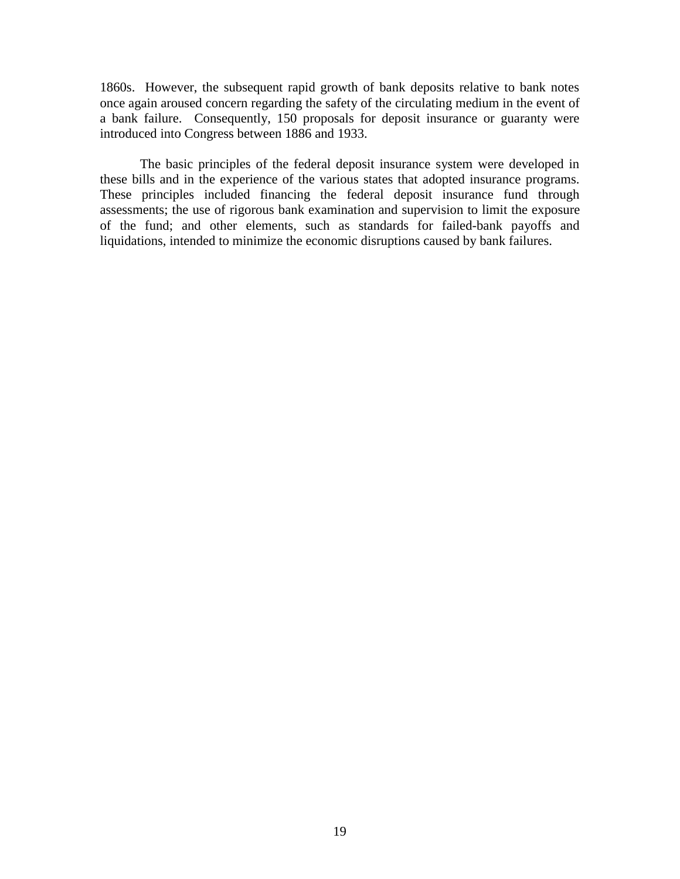1860s. However, the subsequent rapid growth of bank deposits relative to bank notes once again aroused concern regarding the safety of the circulating medium in the event of a bank failure. Consequently, 150 proposals for deposit insurance or guaranty were introduced into Congress between 1886 and 1933.

The basic principles of the federal deposit insurance system were developed in these bills and in the experience of the various states that adopted insurance programs. These principles included financing the federal deposit insurance fund through assessments; the use of rigorous bank examination and supervision to limit the exposure of the fund; and other elements, such as standards for failed-bank payoffs and liquidations, intended to minimize the economic disruptions caused by bank failures.